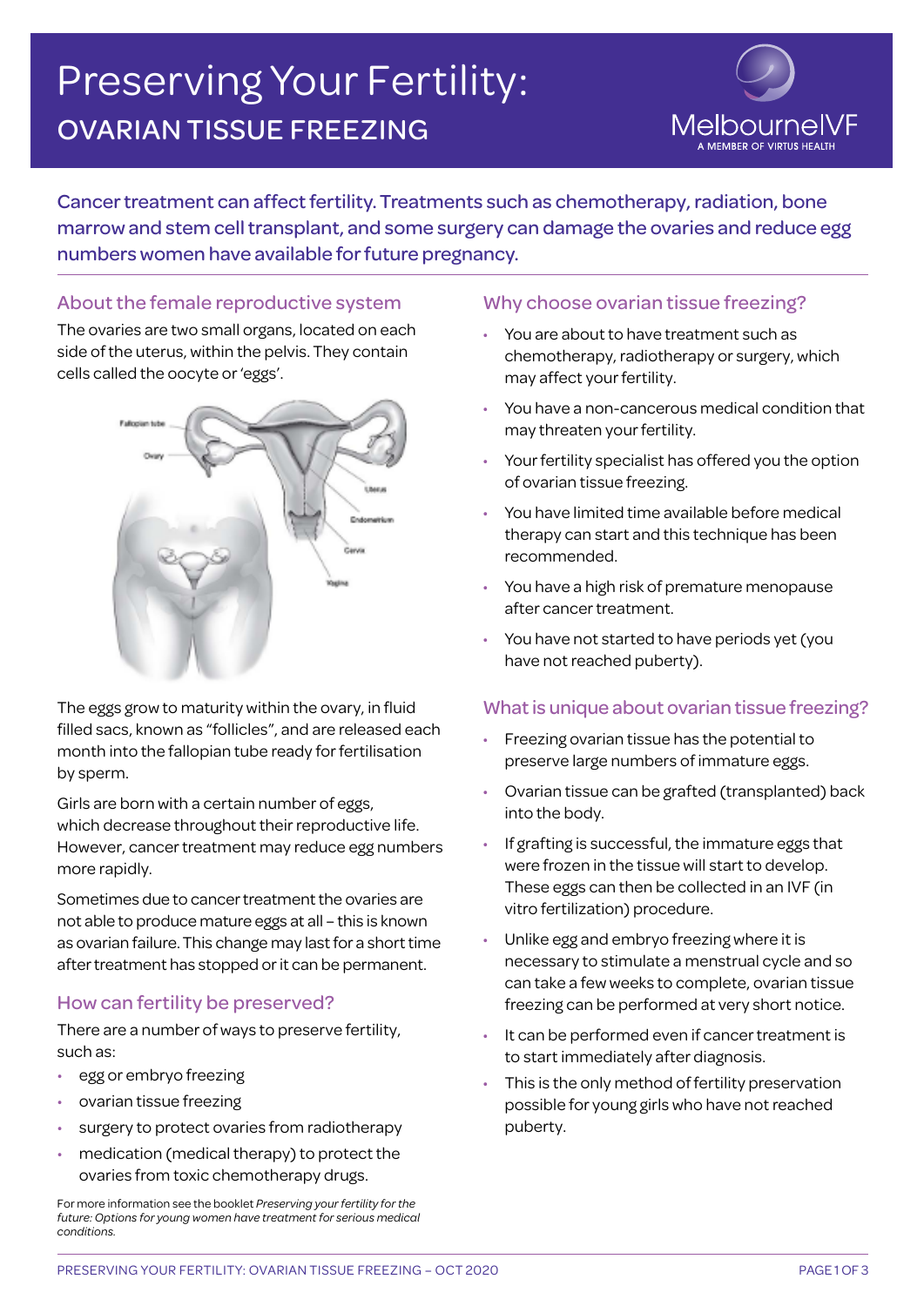# Preserving Your Fertility:

## OVARIAN TISSUE FREEZING

MelbourneIVF
A MEMBER OF VIRTUS HEALTH

Cancer treatment can affect fertility. Treatments such as chemotherapy, radiation, bone marrow and stem cell transplant, and some surgery can damage the ovaries and reduce egg numbers women have available for future pregnancy.

### About the female reproductive system

The ovaries are two small organs, located on each side of the uterus, within the pelvis. They contain cells called the oocyte or 'eggs'.

The eggs grow to maturity within the ovary, in fluid filled sacs, known as "follicles", and are released each month into the fallopian tube ready for fertilisation by sperm.

Girls are born with a certain number of eggs, which decrease throughout their reproductive life. However, cancer treatment may reduce egg numbers more rapidly.

Sometimes due to cancer treatment the ovaries are not able to produce mature eggs at all – this is known as ovarian failure. This change may last for a short time after treatment has stopped or it can be permanent.

### How can fertility be preserved?

There are a number of ways to preserve fertility, such as:

- egg or embryo freezing
- ovarian tissue freezing
- surgery to protect ovaries from radiotherapy
- medication (medical therapy) to protect the ovaries from toxic chemotherapy drugs.

For more information see the booklet *Preserving your fertility for the future: Options for young women have treatment for serious medical conditions.*

### Why choose ovarian tissue freezing?

- You are about to have treatment such as chemotherapy, radiotherapy or surgery, which may affect your fertility.
- You have a non-cancerous medical condition that may threaten your fertility.
- Your fertility specialist has offered you the option of ovarian tissue freezing.
- You have limited time available before medical therapy can start and this technique has been recommended.
- You have a high risk of premature menopause after cancer treatment.
- You have not started to have periods yet (you have not reached puberty).

### What is unique about ovarian tissue freezing?

- Freezing ovarian tissue has the potential to preserve large numbers of immature eggs.
- Ovarian tissue can be grafted (transplanted) back into the body.
- If grafting is successful, the immature eggs that were frozen in the tissue will start to develop. These eggs can then be collected in an IVF (in vitro fertilization) procedure.
- Unlike egg and embryo freezing where it is necessary to stimulate a menstrual cycle and so can take a few weeks to complete, ovarian tissue freezing can be performed at very short notice.
- It can be performed even if cancer treatment is to start immediately after diagnosis.
- This is the only method of fertility preservation possible for young girls who have not reached puberty.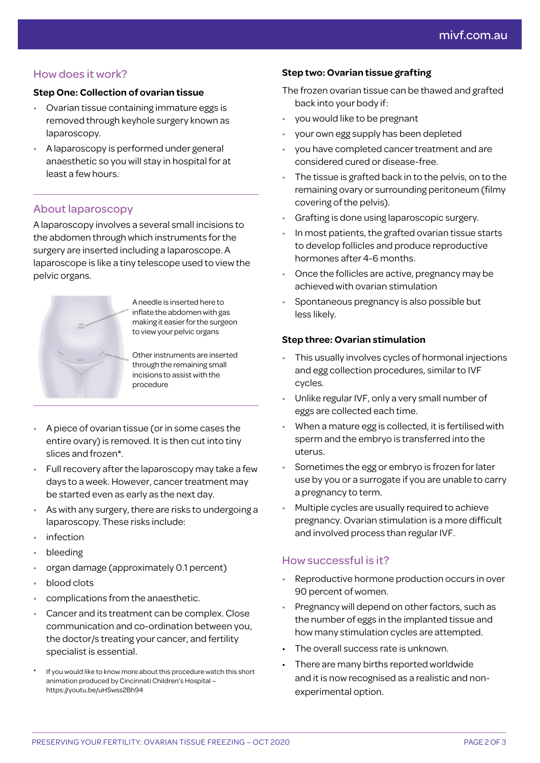## How does it work?

### Step One: Collection of ovarian tissue

- Ovarian tissue containing immature eggs is removed through keyhole surgery known as laparoscopy.
- A laparoscopy is performed under general anaesthetic so you will stay in hospital for at least a few hours.

## About laparoscopy

A laparoscopy involves a several small incisions to the abdomen through which instruments for the surgery are inserted including a laparoscope. A laparoscope is like a tiny telescope used to view the pelvic organs.

A needle is inserted here to inflate the abdomen with gas making it easier for the surgeon to view your pelvic organs

Other instruments are inserted through the remaining small incisions to assist with the procedure

- A piece of ovarian tissue (or in some cases the entire ovary) is removed. It is then cut into tiny slices and frozen*.
- Full recovery after the laparoscopy may take a few days to a week. However, cancer treatment may be started even as early as the next day.
- As with any surgery, there are risks to undergoing a laparoscopy. These risks include:
- infection
- bleeding
- organ damage (approximately 0.1 percent)
- blood clots
- complications from the anaesthetic.
- Cancer and its treatment can be complex. Close communication and co-ordination between you, the doctor/s treating your cancer, and fertility specialist is essential.

\* If you would like to know more about this procedure watch this short animation produced by Cincinnati Children's Hospital – https://youtu.be/uHSwss2Bh94

### Step two: Ovarian tissue grafting

The frozen ovarian tissue can be thawed and grafted back into your body if:

- you would like to be pregnant
- your own egg supply has been depleted
- you have completed cancer treatment and are considered cured or disease-free.
- The tissue is grafted back in to the pelvis, on to the remaining ovary or surrounding peritoneum (filmy covering of the pelvis).
- Grafting is done using laparoscopic surgery.
- In most patients, the grafted ovarian tissue starts to develop follicles and produce reproductive hormones after 4-6 months.
- Once the follicles are active, pregnancy may be achieved with ovarian stimulation
- Spontaneous pregnancy is also possible but less likely.

### Step three: Ovarian stimulation

- This usually involves cycles of hormonal injections and egg collection procedures, similar to IVF cycles.
- Unlike regular IVF, only a very small number of eggs are collected each time.
- When a mature egg is collected, it is fertilised with sperm and the embryo is transferred into the uterus.
- Sometimes the egg or embryo is frozen for later use by you or a surrogate if you are unable to carry a pregnancy to term.
- Multiple cycles are usually required to achieve pregnancy. Ovarian stimulation is a more difficult and involved process than regular IVF.

## How successful is it?

- Reproductive hormone production occurs in over 90 percent of women.
- Pregnancy will depend on other factors, such as the number of eggs in the implanted tissue and how many stimulation cycles are attempted.
- The overall success rate is unknown.
- There are many births reported worldwide and it is now recognised as a realistic and non-experimental option.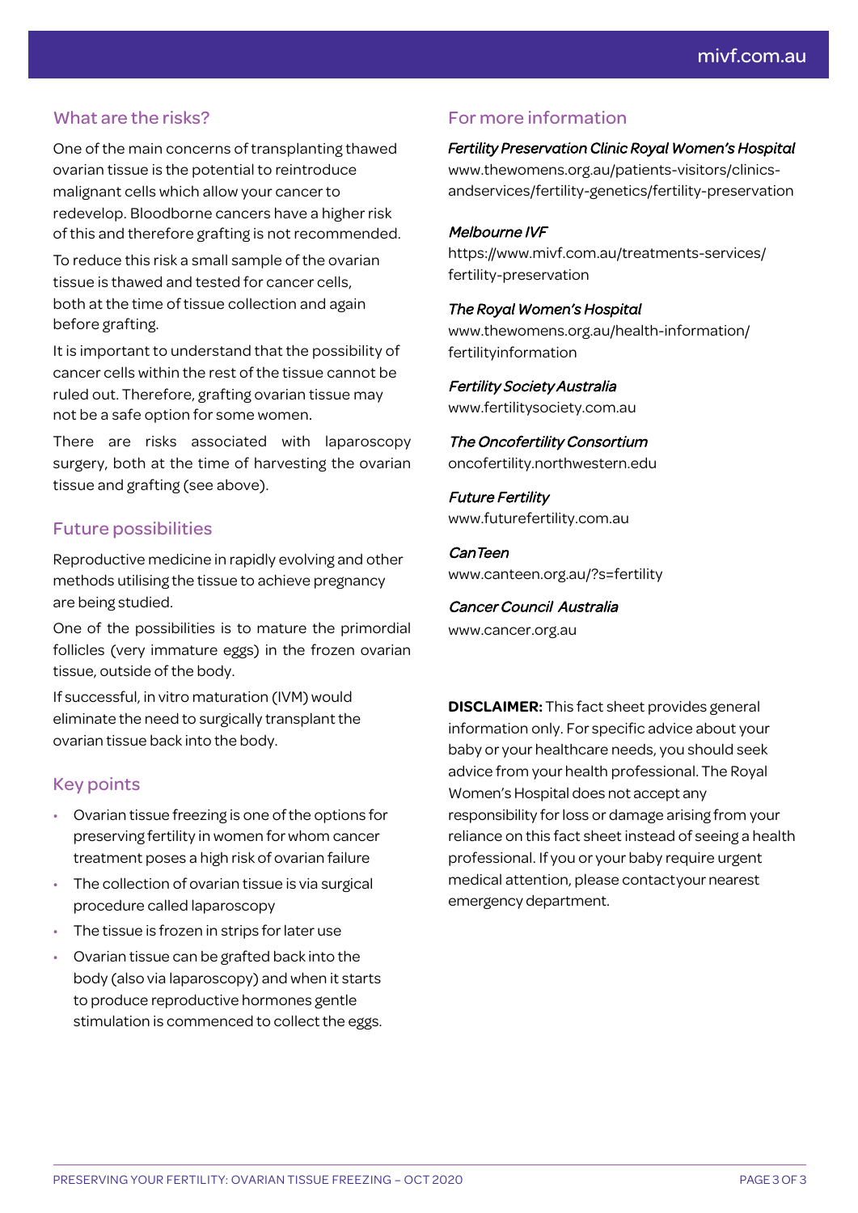## What are the risks?

One of the main concerns of transplanting thawed ovarian tissue is the potential to reintroduce malignant cells which allow your cancer to redevelop. Bloodborne cancers have a higher risk of this and therefore grafting is not recommended.

To reduce this risk a small sample of the ovarian tissue is thawed and tested for cancer cells, both at the time of tissue collection and again before grafting.

It is important to understand that the possibility of cancer cells within the rest of the tissue cannot be ruled out. Therefore, grafting ovarian tissue may not be a safe option for some women.

There are risks associated with laparoscopy surgery, both at the time of harvesting the ovarian tissue and grafting (see above).

## Future possibilities

Reproductive medicine in rapidly evolving and other methods utilising the tissue to achieve pregnancy are being studied.

One of the possibilities is to mature the primordial follicles (very immature eggs) in the frozen ovarian tissue, outside of the body.

If successful, in vitro maturation (IVM) would eliminate the need to surgically transplant the ovarian tissue back into the body.

## Key points

- Ovarian tissue freezing is one of the options for preserving fertility in women for whom cancer treatment poses a high risk of ovarian failure
- The collection of ovarian tissue is via surgical procedure called laparoscopy
- The tissue is frozen in strips for later use
- Ovarian tissue can be grafted back into the body (also via laparoscopy) and when it starts to produce reproductive hormones gentle stimulation is commenced to collect the eggs.

## For more information

*Fertility Preservation Clinic Royal Women's Hospital*
www.thewomens.org.au/patients-visitors/clinics-andservices/fertility-genetics/fertility-preservation

*Melbourne IVF*
https://www.mivf.com.au/treatments-services/fertility-preservation

*The Royal Women's Hospital*
www.thewomens.org.au/health-information/fertilityinformation

*Fertility Society Australia*
www.fertilitysociety.com.au

*The Oncofertility Consortium*
oncofertility.northwestern.edu

*Future Fertility*
www.futurefertility.com.au

*CanTeen*
www.canteen.org.au/?s=fertility

*Cancer Council Australia*
www.cancer.org.au

**DISCLAIMER:** This fact sheet provides general information only. For specific advice about your baby or your healthcare needs, you should seek advice from your health professional. The Royal Women's Hospital does not accept any responsibility for loss or damage arising from your reliance on this fact sheet instead of seeing a health professional. If you or your baby require urgent medical attention, please contactyour nearest emergency department.